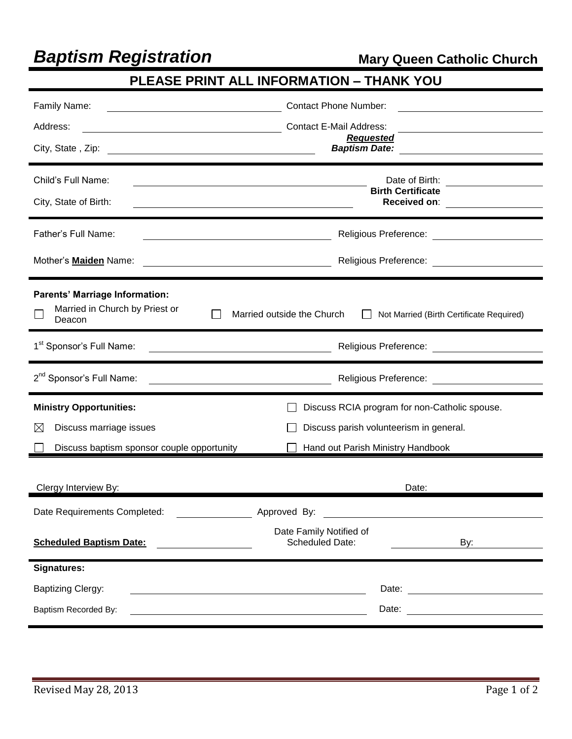# *Baptism Registration*

**Mary Queen Catholic Church**

## PLEASE PRINT ALL INFORMATION – THANK YOU

Family Name: ______________________ Contact Phone Number: ______________________

Address: ______________________ Contact E-Mail Address: ______________________

City, State , Zip: ______________________ ***Requested Baptism Date:*** ______________________

---

Child's Full Name: ______________________ Date of Birth: ______________________

City, State of Birth: ______________________ **Birth Certificate Received on**: ______________________

---

Father's Full Name: ______________________ Religious Preference: ______________________

Mother's **Maiden** Name: ______________________ Religious Preference: ______________________

---

**Parents' Marriage Information:**

- ☐ Married in Church by Priest or Deacon
- ☐ Married outside the Church
- ☐ Not Married (Birth Certificate Required)

---

1st Sponsor's Full Name: ______________________ Religious Preference: ______________________

2nd Sponsor's Full Name: ______________________ Religious Preference: ______________________

---

**Ministry Opportunities:**

- ☒ Discuss marriage issues
- ☐ Discuss baptism sponsor couple opportunity
- ☐ Discuss RCIA program for non-Catholic spouse.
- ☐ Discuss parish volunteerism in general.
- ☐ Hand out Parish Ministry Handbook

---

Clergy Interview By: ______________________ Date: ______________________

Date Requirements Completed: ______________ Approved By: ______________________

**Scheduled Baptism Date:** ______________ Date Family Notified of Scheduled Date: ______________ By: ______________

---

**Signatures:**

Baptizing Clergy: ______________________ Date: ______________________

Baptism Recorded By: ______________________ Date: ______________________

Revised May 28, 2013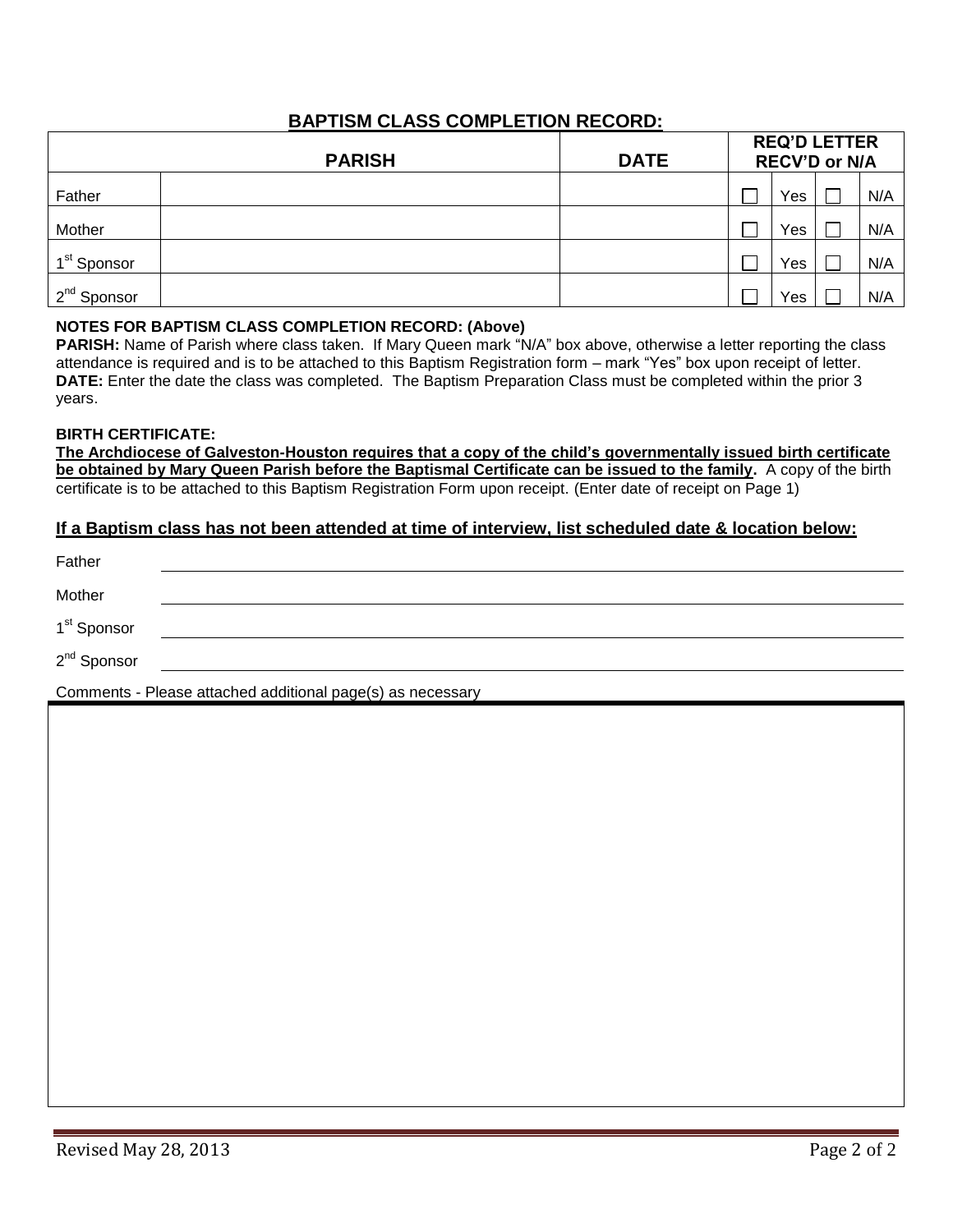## BAPTISM CLASS COMPLETION RECORD:

| | PARISH | DATE | REQ'D LETTER RECV'D or N/A |
|---|---|---|---|
| Father | | | ☐ Yes ☐ N/A |
| Mother | | | ☐ Yes ☐ N/A |
| 1st Sponsor | | | ☐ Yes ☐ N/A |
| 2nd Sponsor | | | ☐ Yes ☐ N/A |

**NOTES FOR BAPTISM CLASS COMPLETION RECORD: (Above)**

**PARISH:** Name of Parish where class taken. If Mary Queen mark "N/A" box above, otherwise a letter reporting the class attendance is required and is to be attached to this Baptism Registration form – mark "Yes" box upon receipt of letter.

**DATE:** Enter the date the class was completed. The Baptism Preparation Class must be completed within the prior 3 years.

**BIRTH CERTIFICATE:**

**The Archdiocese of Galveston-Houston requires that a copy of the child's governmentally issued birth certificate be obtained by Mary Queen Parish before the Baptismal Certificate can be issued to the family.** A copy of the birth certificate is to be attached to this Baptism Registration Form upon receipt. (Enter date of receipt on Page 1)

**If a Baptism class has not been attended at time of interview, list scheduled date & location below:**

Father \_\_\_\_\_\_\_\_\_\_\_\_\_\_\_\_\_\_\_\_\_\_\_\_\_\_\_\_\_\_\_\_\_\_\_\_\_\_\_\_

Mother \_\_\_\_\_\_\_\_\_\_\_\_\_\_\_\_\_\_\_\_\_\_\_\_\_\_\_\_\_\_\_\_\_\_\_\_\_\_\_\_

1st Sponsor \_\_\_\_\_\_\_\_\_\_\_\_\_\_\_\_\_\_\_\_\_\_\_\_\_\_\_\_\_\_\_\_\_\_\_\_\_\_\_\_

2nd Sponsor \_\_\_\_\_\_\_\_\_\_\_\_\_\_\_\_\_\_\_\_\_\_\_\_\_\_\_\_\_\_\_\_\_\_\_\_\_\_\_\_

Comments - Please attached additional page(s) as necessary

Revised May 28, 2013